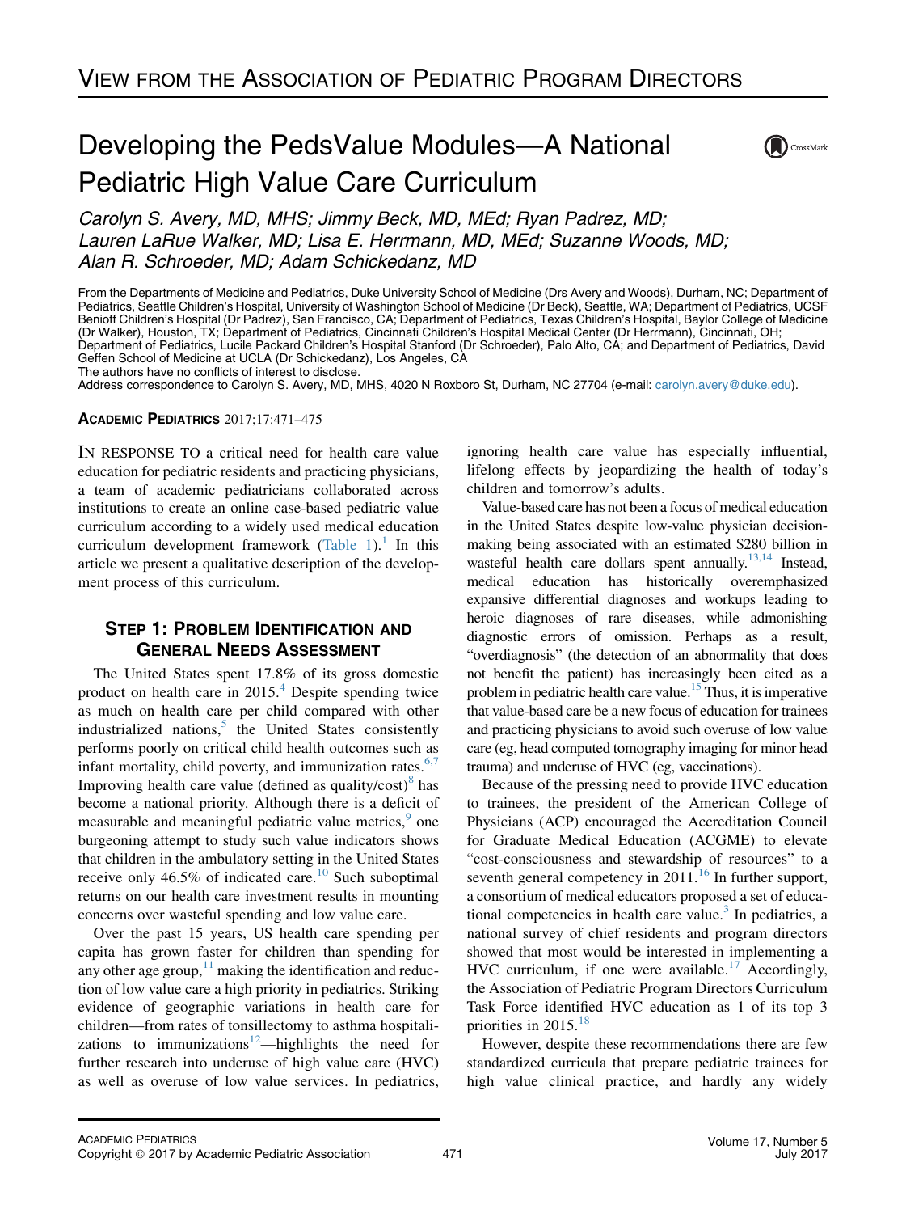# Developing the PedsValue Modules—A National Pediatric High Value Care Curriculum

*Carolyn S. Avery, MD, MHS; Jimmy Beck, MD, MEd; Ryan Padrez, MD; Lauren LaRue Walker, MD; Lisa E. Herrmann, MD, MEd; Suzanne Woods, MD; Alan R. Schroeder, MD; Adam Schickedanz, MD*

From the Departments of Medicine and Pediatrics, Duke University School of Medicine (Drs Avery and Woods), Durham, NC; Department of Pediatrics, Seattle Children's Hospital, University of Washington School of Medicine (Dr Beck), Seattle, WA; Department of Pediatrics, UCSF Benioff Children's Hospital (Dr Padrez), San Francisco, CA; Department of Pediatrics, Texas Children's Hospital, Baylor College of Medicine (Dr Walker), Houston, TX; Department of Pediatrics, Cincinnati Children's Hospital Medical Center (Dr Herrmann), Cincinnati, OH; Department of Pediatrics, Lucile Packard Children's Hospital Stanford (Dr Schroeder), Palo Alto, CA; and Department of Pediatrics, David Geffen School of Medicine at UCLA (Dr Schickedanz), Los Angeles, CA

The authors have no conflicts of interest to disclose.

Address correspondence to Carolyn S. Avery, MD, MHS, 4020 N Roxboro St, Durham, NC 27704 (e-mail: carolyn.avery@duke.edu).

**ACADEMIC PEDIATRICS** 2017;17:471–475

IN RESPONSE TO a critical need for health care value education for pediatric residents and practicing physicians, a team of academic pediatricians collaborated across institutions to create an online case-based pediatric value curriculum according to a widely used medical education curriculum development framework (Table 1).[1] In this article we present a qualitative description of the development process of this curriculum.

## Step 1: Problem Identification and General Needs Assessment

The United States spent 17.8% of its gross domestic product on health care in 2015.[4] Despite spending twice as much on health care per child compared with other industrialized nations,[5] the United States consistently performs poorly on critical child health outcomes such as infant mortality, child poverty, and immunization rates.[6,7] Improving health care value (defined as quality/cost)[8] has become a national priority. Although there is a deficit of measurable and meaningful pediatric value metrics,[9] one burgeoning attempt to study such value indicators shows that children in the ambulatory setting in the United States receive only 46.5% of indicated care.[10] Such suboptimal returns on our health care investment results in mounting concerns over wasteful spending and low value care.

Over the past 15 years, US health care spending per capita has grown faster for children than spending for any other age group,[11] making the identification and reduction of low value care a high priority in pediatrics. Striking evidence of geographic variations in health care for children—from rates of tonsillectomy to asthma hospitalizations to immunizations[12]—highlights the need for further research into underuse of high value care (HVC) as well as overuse of low value services. In pediatrics, ignoring health care value has especially influential, lifelong effects by jeopardizing the health of today's children and tomorrow's adults.

Value-based care has not been a focus of medical education in the United States despite low-value physician decision-making being associated with an estimated $280 billion in wasteful health care dollars spent annually.[13,14] Instead, medical education has historically overemphasized expansive differential diagnoses and workups leading to heroic diagnoses of rare diseases, while admonishing diagnostic errors of omission. Perhaps as a result, "overdiagnosis" (the detection of an abnormality that does not benefit the patient) has increasingly been cited as a problem in pediatric health care value.[15] Thus, it is imperative that value-based care be a new focus of education for trainees and practicing physicians to avoid such overuse of low value care (eg, head computed tomography imaging for minor head trauma) and underuse of HVC (eg, vaccinations).

Because of the pressing need to provide HVC education to trainees, the president of the American College of Physicians (ACP) encouraged the Accreditation Council for Graduate Medical Education (ACGME) to elevate "cost-consciousness and stewardship of resources" to a seventh general competency in 2011.[16] In further support, a consortium of medical educators proposed a set of educational competencies in health care value.[3] In pediatrics, a national survey of chief residents and program directors showed that most would be interested in implementing a HVC curriculum, if one were available.[17] Accordingly, the Association of Pediatric Program Directors Curriculum Task Force identified HVC education as 1 of its top 3 priorities in 2015.[18]

However, despite these recommendations there are few standardized curricula that prepare pediatric trainees for high value clinical practice, and hardly any widely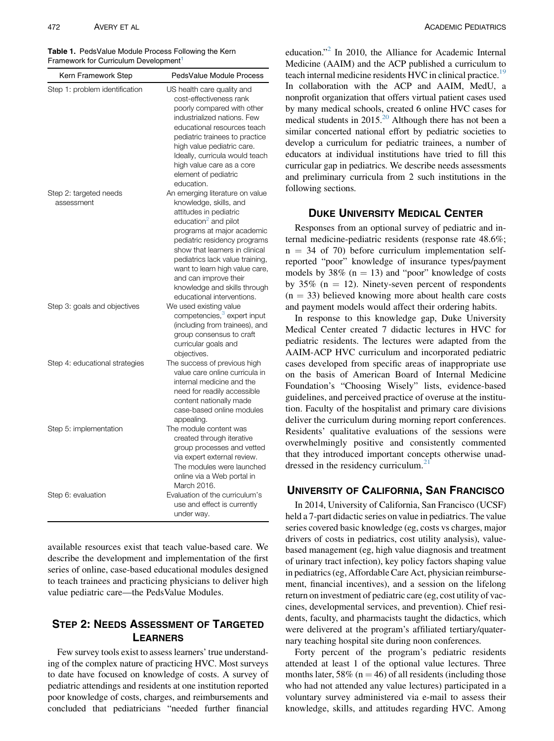**Table 1.** PedsValue Module Process Following the Kern Framework for Curriculum Development[1]

| Kern Framework Step | PedsValue Module Process |
|---|---|
| Step 1: problem identification | US health care quality and cost-effectiveness rank poorly compared with other industrialized nations. Few educational resources teach pediatric trainees to practice high value pediatric care. Ideally, curricula would teach high value care as a core element of pediatric education. |
| Step 2: targeted needs assessment | An emerging literature on value knowledge, skills, and attitudes in pediatric education[2] and pilot programs at major academic pediatric residency programs show that learners in clinical pediatrics lack value training, want to learn high value care, and can improve their knowledge and skills through educational interventions. |
| Step 3: goals and objectives | We used existing value competencies,[3] expert input (including from trainees), and group consensus to craft curricular goals and objectives. |
| Step 4: educational strategies | The success of previous high value care online curricula in internal medicine and the need for readily accessible content nationally made case-based online modules appealing. |
| Step 5: implementation | The module content was created through iterative group processes and vetted via expert external review. The modules were launched online via a Web portal in March 2016. |
| Step 6: evaluation | Evaluation of the curriculum's use and effect is currently under way. |

available resources exist that teach value-based care. We describe the development and implementation of the first series of online, case-based educational modules designed to teach trainees and practicing physicians to deliver high value pediatric care—the PedsValue Modules.

## Step 2: Needs Assessment of Targeted Learners

Few survey tools exist to assess learners' true understanding of the complex nature of practicing HVC. Most surveys to date have focused on knowledge of costs. A survey of pediatric attendings and residents at one institution reported poor knowledge of costs, charges, and reimbursements and concluded that pediatricians "needed further financial education."[2] In 2010, the Alliance for Academic Internal Medicine (AAIM) and the ACP published a curriculum to teach internal medicine residents HVC in clinical practice.[19] In collaboration with the ACP and AAIM, MedU, a nonprofit organization that offers virtual patient cases used by many medical schools, created 6 online HVC cases for medical students in 2015.[20] Although there has not been a similar concerted national effort by pediatric societies to develop a curriculum for pediatric trainees, a number of educators at individual institutions have tried to fill this curricular gap in pediatrics. We describe needs assessments and preliminary curricula from 2 such institutions in the following sections.

### Duke University Medical Center

Responses from an optional survey of pediatric and internal medicine-pediatric residents (response rate 48.6%; n = 34 of 70) before curriculum implementation self-reported "poor" knowledge of insurance types/payment models by 38% (n = 13) and "poor" knowledge of costs by 35% (n = 12). Ninety-seven percent of respondents (n = 33) believed knowing more about health care costs and payment models would affect their ordering habits.

In response to this knowledge gap, Duke University Medical Center created 7 didactic lectures in HVC for pediatric residents. The lectures were adapted from the AAIM-ACP HVC curriculum and incorporated pediatric cases developed from specific areas of inappropriate use on the basis of American Board of Internal Medicine Foundation's "Choosing Wisely" lists, evidence-based guidelines, and perceived practice of overuse at the institution. Faculty of the hospitalist and primary care divisions deliver the curriculum during morning report conferences. Residents' qualitative evaluations of the sessions were overwhelmingly positive and consistently commented that they introduced important concepts otherwise unaddressed in the residency curriculum.[21]

### University of California, San Francisco

In 2014, University of California, San Francisco (UCSF) held a 7-part didactic series on value in pediatrics. The value series covered basic knowledge (eg, costs vs charges, major drivers of costs in pediatrics, cost utility analysis), value-based management (eg, high value diagnosis and treatment of urinary tract infection), key policy factors shaping value in pediatrics (eg, Affordable Care Act, physician reimbursement, financial incentives), and a session on the lifelong return on investment of pediatric care (eg, cost utility of vaccines, developmental services, and prevention). Chief residents, faculty, and pharmacists taught the didactics, which were delivered at the program's affiliated tertiary/quaternary teaching hospital site during noon conferences.

Forty percent of the program's pediatric residents attended at least 1 of the optional value lectures. Three months later, 58% (n = 46) of all residents (including those who had not attended any value lectures) participated in a voluntary survey administered via e-mail to assess their knowledge, skills, and attitudes regarding HVC. Among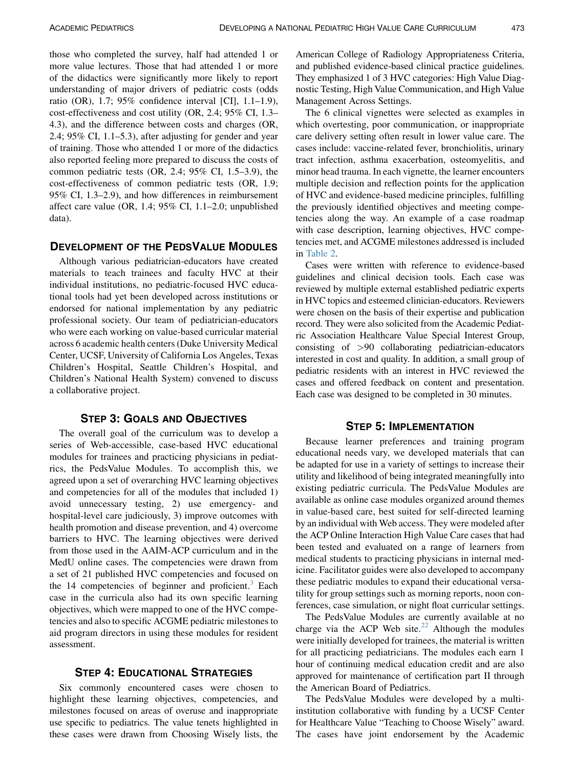those who completed the survey, half had attended 1 or more value lectures. Those that had attended 1 or more of the didactics were significantly more likely to report understanding of major drivers of pediatric costs (odds ratio (OR), 1.7; 95% confidence interval [CI], 1.1–1.9), cost-effectiveness and cost utility (OR, 2.4; 95% CI, 1.3–4.3), and the difference between costs and charges (OR, 2.4; 95% CI, 1.1–5.3), after adjusting for gender and year of training. Those who attended 1 or more of the didactics also reported feeling more prepared to discuss the costs of common pediatric tests (OR, 2.4; 95% CI, 1.5–3.9), the cost-effectiveness of common pediatric tests (OR, 1.9; 95% CI, 1.3–2.9), and how differences in reimbursement affect care value (OR, 1.4; 95% CI, 1.1–2.0; unpublished data).

## Development of the PedsValue Modules

Although various pediatrician-educators have created materials to teach trainees and faculty HVC at their individual institutions, no pediatric-focused HVC educational tools had yet been developed across institutions or endorsed for national implementation by any pediatric professional society. Our team of pediatrician-educators who were each working on value-based curricular material across 6 academic health centers (Duke University Medical Center, UCSF, University of California Los Angeles, Texas Children's Hospital, Seattle Children's Hospital, and Children's National Health System) convened to discuss a collaborative project.

### Step 3: Goals and Objectives

The overall goal of the curriculum was to develop a series of Web-accessible, case-based HVC educational modules for trainees and practicing physicians in pediatrics, the PedsValue Modules. To accomplish this, we agreed upon a set of overarching HVC learning objectives and competencies for all of the modules that included 1) avoid unnecessary testing, 2) use emergency- and hospital-level care judiciously, 3) improve outcomes with health promotion and disease prevention, and 4) overcome barriers to HVC. The learning objectives were derived from those used in the AAIM-ACP curriculum and in the MedU online cases. The competencies were drawn from a set of 21 published HVC competencies and focused on the 14 competencies of beginner and proficient.[3] Each case in the curricula also had its own specific learning objectives, which were mapped to one of the HVC competencies and also to specific ACGME pediatric milestones to aid program directors in using these modules for resident assessment.

### Step 4: Educational Strategies

Six commonly encountered cases were chosen to highlight these learning objectives, competencies, and milestones focused on areas of overuse and inappropriate use specific to pediatrics. The value tenets highlighted in these cases were drawn from Choosing Wisely lists, the American College of Radiology Appropriateness Criteria, and published evidence-based clinical practice guidelines. They emphasized 1 of 3 HVC categories: High Value Diagnostic Testing, High Value Communication, and High Value Management Across Settings.

The 6 clinical vignettes were selected as examples in which overtesting, poor communication, or inappropriate care delivery setting often result in lower value care. The cases include: vaccine-related fever, bronchiolitis, urinary tract infection, asthma exacerbation, osteomyelitis, and minor head trauma. In each vignette, the learner encounters multiple decision and reflection points for the application of HVC and evidence-based medicine principles, fulfilling the previously identified objectives and meeting competencies along the way. An example of a case roadmap with case description, learning objectives, HVC competencies met, and ACGME milestones addressed is included in Table 2.

Cases were written with reference to evidence-based guidelines and clinical decision tools. Each case was reviewed by multiple external established pediatric experts in HVC topics and esteemed clinician-educators. Reviewers were chosen on the basis of their expertise and publication record. They were also solicited from the Academic Pediatric Association Healthcare Value Special Interest Group, consisting of >90 collaborating pediatrician-educators interested in cost and quality. In addition, a small group of pediatric residents with an interest in HVC reviewed the cases and offered feedback on content and presentation. Each case was designed to be completed in 30 minutes.

### Step 5: Implementation

Because learner preferences and training program educational needs vary, we developed materials that can be adapted for use in a variety of settings to increase their utility and likelihood of being integrated meaningfully into existing pediatric curricula. The PedsValue Modules are available as online case modules organized around themes in value-based care, best suited for self-directed learning by an individual with Web access. They were modeled after the ACP Online Interaction High Value Care cases that had been tested and evaluated on a range of learners from medical students to practicing physicians in internal medicine. Facilitator guides were also developed to accompany these pediatric modules to expand their educational versatility for group settings such as morning reports, noon conferences, case simulation, or night float curricular settings.

The PedsValue Modules are currently available at no charge via the ACP Web site.[22] Although the modules were initially developed for trainees, the material is written for all practicing pediatricians. The modules each earn 1 hour of continuing medical education credit and are also approved for maintenance of certification part II through the American Board of Pediatrics.

The PedsValue Modules were developed by a multi-institution collaborative with funding by a UCSF Center for Healthcare Value "Teaching to Choose Wisely" award. The cases have joint endorsement by the Academic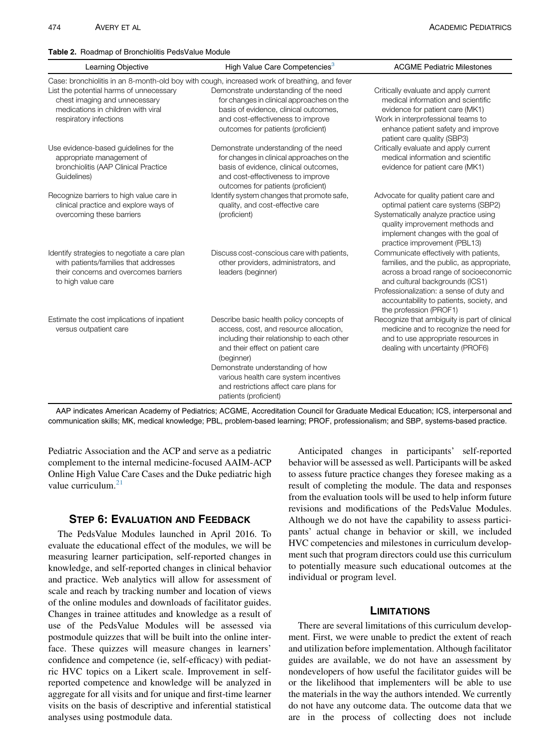**Table 2.** Roadmap of Bronchiolitis PedsValue Module

| Learning Objective | High Value Care Competencies[3] | ACGME Pediatric Milestones |
|---|---|---|
| Case: bronchiolitis in an 8-month-old boy with cough, increased work of breathing, and fever | | |
| List the potential harms of unnecessary chest imaging and unnecessary medications in children with viral respiratory infections | Demonstrate understanding of the need for changes in clinical approaches on the basis of evidence, clinical outcomes, and cost-effectiveness to improve outcomes for patients (proficient) | Critically evaluate and apply current medical information and scientific evidence for patient care (MK1)<br>Work in interprofessional teams to enhance patient safety and improve patient care quality (SBP3) |
| Use evidence-based guidelines for the appropriate management of bronchiolitis (AAP Clinical Practice Guidelines) | Demonstrate understanding of the need for changes in clinical approaches on the basis of evidence, clinical outcomes, and cost-effectiveness to improve outcomes for patients (proficient) | Critically evaluate and apply current medical information and scientific evidence for patient care (MK1) |
| Recognize barriers to high value care in clinical practice and explore ways of overcoming these barriers | Identify system changes that promote safe, quality, and cost-effective care (proficient) | Advocate for quality patient care and optimal patient care systems (SBP2)<br>Systematically analyze practice using quality improvement methods and implement changes with the goal of practice improvement (PBL13) |
| Identify strategies to negotiate a care plan with patients/families that addresses their concerns and overcomes barriers to high value care | Discuss cost-conscious care with patients, other providers, administrators, and leaders (beginner) | Communicate effectively with patients, families, and the public, as appropriate, across a broad range of socioeconomic and cultural backgrounds (ICS1)<br>Professionalization: a sense of duty and accountability to patients, society, and the profession (PROF1) |
| Estimate the cost implications of inpatient versus outpatient care | Describe basic health policy concepts of access, cost, and resource allocation, including their relationship to each other and their effect on patient care (beginner)<br>Demonstrate understanding of how various health care system incentives and restrictions affect care plans for patients (proficient) | Recognize that ambiguity is part of clinical medicine and to recognize the need for and to use appropriate resources in dealing with uncertainty (PROF6) |

AAP indicates American Academy of Pediatrics; ACGME, Accreditation Council for Graduate Medical Education; ICS, interpersonal and communication skills; MK, medical knowledge; PBL, problem-based learning; PROF, professionalism; and SBP, systems-based practice.

Pediatric Association and the ACP and serve as a pediatric complement to the internal medicine-focused AAIM-ACP Online High Value Care Cases and the Duke pediatric high value curriculum.[21]

## Step 6: Evaluation and Feedback

The PedsValue Modules launched in April 2016. To evaluate the educational effect of the modules, we will be measuring learner participation, self-reported changes in knowledge, and self-reported changes in clinical behavior and practice. Web analytics will allow for assessment of scale and reach by tracking number and location of views of the online modules and downloads of facilitator guides. Changes in trainee attitudes and knowledge as a result of use of the PedsValue Modules will be assessed via postmodule quizzes that will be built into the online interface. These quizzes will measure changes in learners' confidence and competence (ie, self-efficacy) with pediatric HVC topics on a Likert scale. Improvement in self-reported competence and knowledge will be analyzed in aggregate for all visits and for unique and first-time learner visits on the basis of descriptive and inferential statistical analyses using postmodule data.

Anticipated changes in participants' self-reported behavior will be assessed as well. Participants will be asked to assess future practice changes they foresee making as a result of completing the module. The data and responses from the evaluation tools will be used to help inform future revisions and modifications of the PedsValue Modules. Although we do not have the capability to assess participants' actual change in behavior or skill, we included HVC competencies and milestones in curriculum development such that program directors could use this curriculum to potentially measure such educational outcomes at the individual or program level.

## Limitations

There are several limitations of this curriculum development. First, we were unable to predict the extent of reach and utilization before implementation. Although facilitator guides are available, we do not have an assessment by nondevelopers of how useful the facilitator guides will be or the likelihood that implementers will be able to use the materials in the way the authors intended. We currently do not have any outcome data. The outcome data that we are in the process of collecting does not include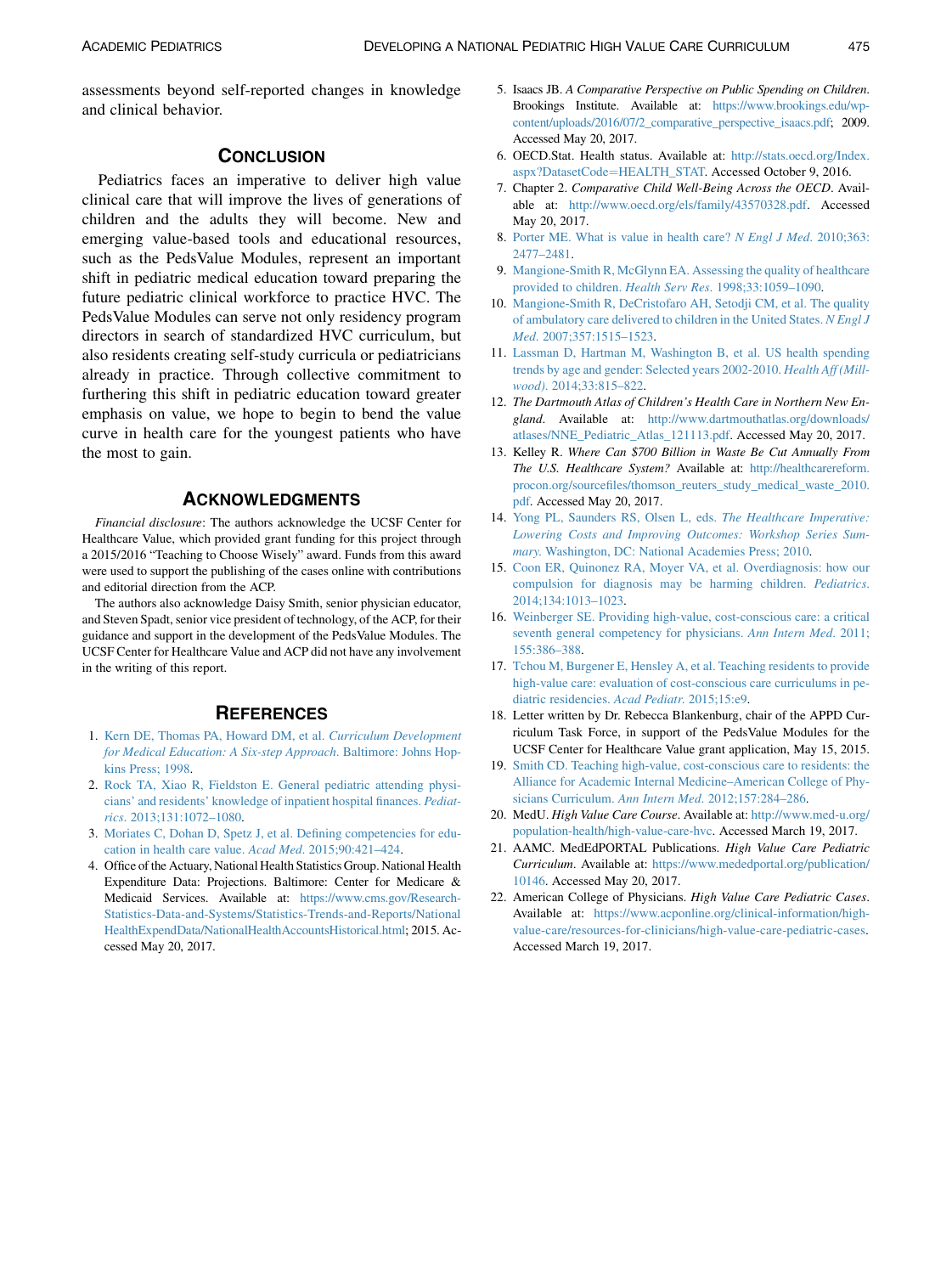assessments beyond self-reported changes in knowledge and clinical behavior.

## Conclusion

Pediatrics faces an imperative to deliver high value clinical care that will improve the lives of generations of children and the adults they will become. New and emerging value-based tools and educational resources, such as the PedsValue Modules, represent an important shift in pediatric medical education toward preparing the future pediatric clinical workforce to practice HVC. The PedsValue Modules can serve not only residency program directors in search of standardized HVC curriculum, but also residents creating self-study curricula or pediatricians already in practice. Through collective commitment to furthering this shift in pediatric education toward greater emphasis on value, we hope to begin to bend the value curve in health care for the youngest patients who have the most to gain.

## Acknowledgments

*Financial disclosure*: The authors acknowledge the UCSF Center for Healthcare Value, which provided grant funding for this project through a 2015/2016 "Teaching to Choose Wisely" award. Funds from this award were used to support the publishing of the cases online with contributions and editorial direction from the ACP.

The authors also acknowledge Daisy Smith, senior physician educator, and Steven Spadt, senior vice president of technology, of the ACP, for their guidance and support in the development of the PedsValue Modules. The UCSF Center for Healthcare Value and ACP did not have any involvement in the writing of this report.

## References

1. Kern DE, Thomas PA, Howard DM, et al. *Curriculum Development for Medical Education: A Six-step Approach*. Baltimore: Johns Hopkins Press; 1998.
2. Rock TA, Xiao R, Fieldston E. General pediatric attending physicians' and residents' knowledge of inpatient hospital finances. *Pediatrics*. 2013;131:1072–1080.
3. Moriates C, Dohan D, Spetz J, et al. Defining competencies for education in health care value. *Acad Med*. 2015;90:421–424.
4. Office of the Actuary, National Health Statistics Group. National Health Expenditure Data: Projections. Baltimore: Center for Medicare & Medicaid Services. Available at: https://www.cms.gov/Research-Statistics-Data-and-Systems/Statistics-Trends-and-Reports/NationalHealthExpendData/NationalHealthAccountsHistorical.html; 2015. Accessed May 20, 2017.
5. Isaacs JB. *A Comparative Perspective on Public Spending on Children*. Brookings Institute. Available at: https://www.brookings.edu/wp-content/uploads/2016/07/2_comparative_perspective_isaacs.pdf; 2009. Accessed May 20, 2017.
6. OECD.Stat. Health status. Available at: http://stats.oecd.org/Index.aspx?DatasetCode=HEALTH_STAT. Accessed October 9, 2016.
7. Chapter 2. *Comparative Child Well-Being Across the OECD*. Available at: http://www.oecd.org/els/family/43570328.pdf. Accessed May 20, 2017.
8. Porter ME. What is value in health care? *N Engl J Med*. 2010;363:2477–2481.
9. Mangione-Smith R, McGlynn EA. Assessing the quality of healthcare provided to children. *Health Serv Res*. 1998;33:1059–1090.
10. Mangione-Smith R, DeCristofaro AH, Setodji CM, et al. The quality of ambulatory care delivered to children in the United States. *N Engl J Med*. 2007;357:1515–1523.
11. Lassman D, Hartman M, Washington B, et al. US health spending trends by age and gender: Selected years 2002-2010. *Health Aff (Millwood)*. 2014;33:815–822.
12. *The Dartmouth Atlas of Children's Health Care in Northern New England*. Available at: http://www.dartmouthatlas.org/downloads/atlases/NNE_Pediatric_Atlas_121113.pdf. Accessed May 20, 2017.
13. Kelley R. *Where Can $700 Billion in Waste Be Cut Annually From The U.S. Healthcare System?* Available at: http://healthcarereform.procon.org/sourcefiles/thomson_reuters_study_medical_waste_2010.pdf. Accessed May 20, 2017.
14. Yong PL, Saunders RS, Olsen L, eds. *The Healthcare Imperative: Lowering Costs and Improving Outcomes: Workshop Series Summary*. Washington, DC: National Academies Press; 2010.
15. Coon ER, Quinonez RA, Moyer VA, et al. Overdiagnosis: how our compulsion for diagnosis may be harming children. *Pediatrics*. 2014;134:1013–1023.
16. Weinberger SE. Providing high-value, cost-conscious care: a critical seventh general competency for physicians. *Ann Intern Med*. 2011;155:386–388.
17. Tchou M, Burgener E, Hensley A, et al. Teaching residents to provide high-value care: evaluation of cost-conscious care curriculums in pediatric residencies. *Acad Pediatr*. 2015;15:e9.
18. Letter written by Dr. Rebecca Blankenburg, chair of the APPD Curriculum Task Force, in support of the PedsValue Modules for the UCSF Center for Healthcare Value grant application, May 15, 2015.
19. Smith CD. Teaching high-value, cost-conscious care to residents: the Alliance for Academic Internal Medicine–American College of Physicians Curriculum. *Ann Intern Med*. 2012;157:284–286.
20. MedU. *High Value Care Course*. Available at: http://www.med-u.org/population-health/high-value-care-hvc. Accessed March 19, 2017.
21. AAMC. MedEdPORTAL Publications. *High Value Care Pediatric Curriculum*. Available at: https://www.mededportal.org/publication/10146. Accessed May 20, 2017.
22. American College of Physicians. *High Value Care Pediatric Cases*. Available at: https://www.acponline.org/clinical-information/high-value-care/resources-for-clinicians/high-value-care-pediatric-cases. Accessed March 19, 2017.